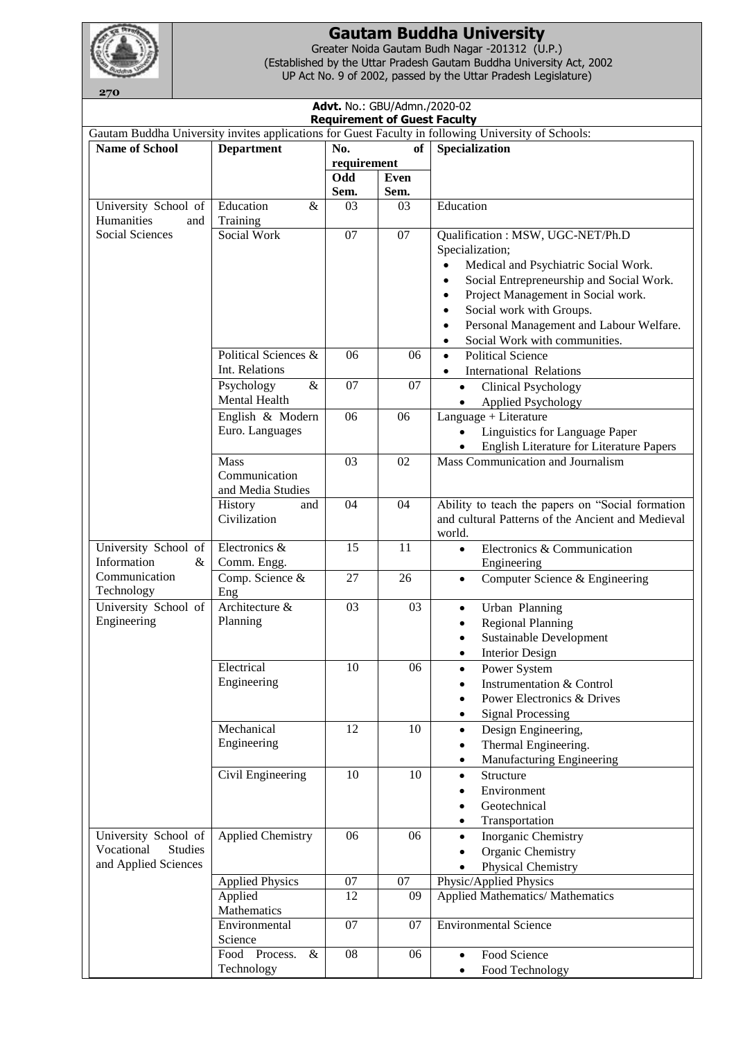# Gautam Buddha University

Greater Noida Gautam Budh Nagar -201312 (U.P.)
(Established by the Uttar Pradesh Gautam Buddha University Act, 2002
UP Act No. 9 of 2002, passed by the Uttar Pradesh Legislature)

270

**Advt.** No.: GBU/Admn./2020-02

**Requirement of Guest Faculty**

Gautam Buddha University invites applications for Guest Faculty in following University of Schools:

| Name of School | Department | No. of requirement | | Specialization |
|---|---|---|---|---|
| | | Odd Sem. | Even Sem. | |
| University School of Humanities and Social Sciences | Education & Training | 03 | 03 | Education |
| | Social Work | 07 | 07 | Qualification : MSW, UGC-NET/Ph.D Specialization; • Medical and Psychiatric Social Work. • Social Entrepreneurship and Social Work. • Project Management in Social work. • Social work with Groups. • Personal Management and Labour Welfare. • Social Work with communities. |
| | Political Sciences & Int. Relations | 06 | 06 | • Political Science • International Relations |
| | Psychology & Mental Health | 07 | 07 | • Clinical Psychology • Applied Psychology |
| | English & Modern Euro. Languages | 06 | 06 | Language + Literature • Linguistics for Language Paper • English Literature for Literature Papers |
| | Mass Communication and Media Studies | 03 | 02 | Mass Communication and Journalism |
| | History and Civilization | 04 | 04 | Ability to teach the papers on "Social formation and cultural Patterns of the Ancient and Medieval world. |
| University School of Information & Communication Technology | Electronics & Comm. Engg. | 15 | 11 | • Electronics & Communication Engineering |
| | Comp. Science & Eng | 27 | 26 | • Computer Science & Engineering |
| University School of Engineering | Architecture & Planning | 03 | 03 | • Urban Planning • Regional Planning • Sustainable Development • Interior Design |
| | Electrical Engineering | 10 | 06 | • Power System • Instrumentation & Control • Power Electronics & Drives • Signal Processing |
| | Mechanical Engineering | 12 | 10 | • Design Engineering, • Thermal Engineering. • Manufacturing Engineering |
| | Civil Engineering | 10 | 10 | • Structure • Environment • Geotechnical • Transportation |
| University School of Vocational Studies and Applied Sciences | Applied Chemistry | 06 | 06 | • Inorganic Chemistry • Organic Chemistry • Physical Chemistry |
| | Applied Physics | 07 | 07 | Physic/Applied Physics |
| | Applied Mathematics | 12 | 09 | Applied Mathematics/ Mathematics |
| | Environmental Science | 07 | 07 | Environmental Science |
| | Food Process. & Technology | 08 | 06 | • Food Science • Food Technology |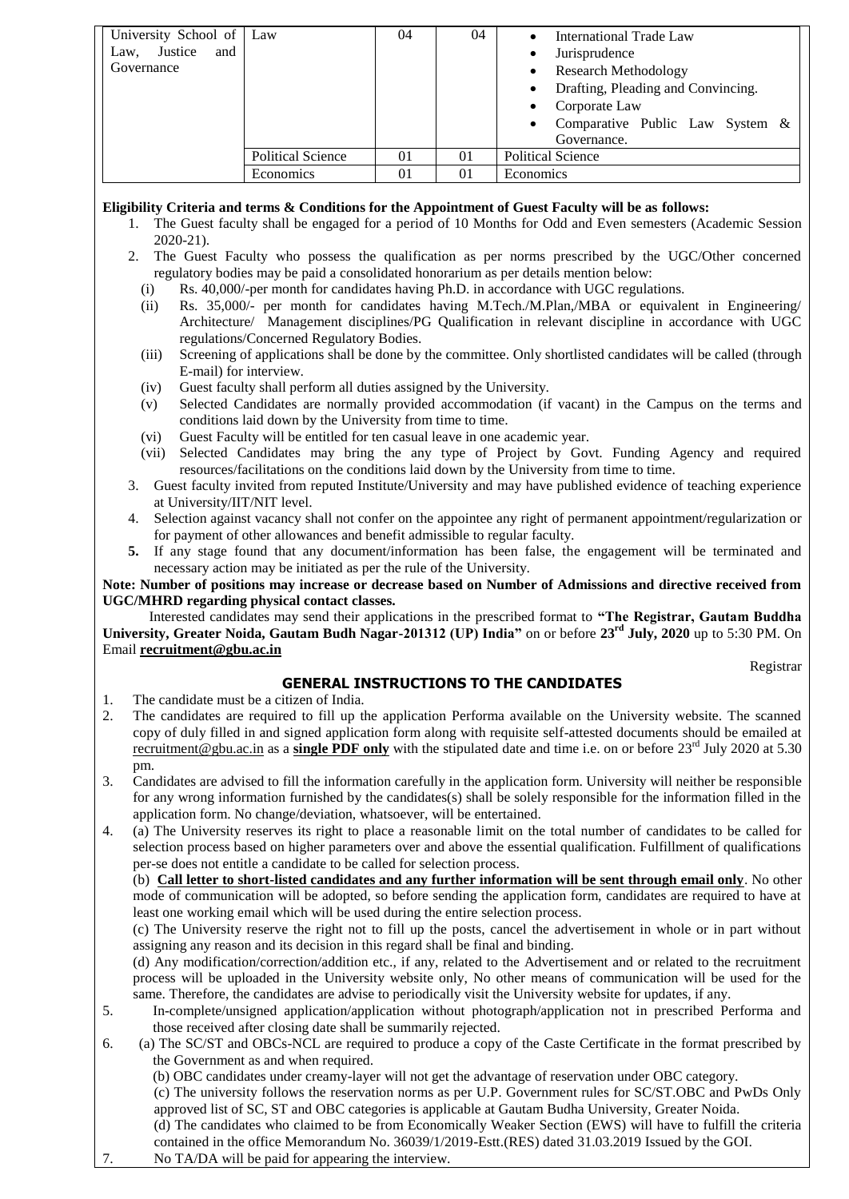| University School of Law, Justice and Governance | Law | 04 | 04 | <ul><li>International Trade Law</li><li>Jurisprudence</li><li>Research Methodology</li><li>Drafting, Pleading and Convincing.</li><li>Corporate Law</li><li>Comparative Public Law System & Governance.</li></ul> |
|---|---|---|---|---|
| | Political Science | 01 | 01 | Political Science |
| | Economics | 01 | 01 | Economics |

**Eligibility Criteria and terms & Conditions for the Appointment of Guest Faculty will be as follows:**

1. The Guest faculty shall be engaged for a period of 10 Months for Odd and Even semesters (Academic Session 2020-21).
2. The Guest Faculty who possess the qualification as per norms prescribed by the UGC/Other concerned regulatory bodies may be paid a consolidated honorarium as per details mention below:
   - (i) Rs. 40,000/-per month for candidates having Ph.D. in accordance with UGC regulations.
   - (ii) Rs. 35,000/- per month for candidates having M.Tech./M.Plan,/MBA or equivalent in Engineering/ Architecture/ Management disciplines/PG Qualification in relevant discipline in accordance with UGC regulations/Concerned Regulatory Bodies.
   - (iii) Screening of applications shall be done by the committee. Only shortlisted candidates will be called (through E-mail) for interview.
   - (iv) Guest faculty shall perform all duties assigned by the University.
   - (v) Selected Candidates are normally provided accommodation (if vacant) in the Campus on the terms and conditions laid down by the University from time to time.
   - (vi) Guest Faculty will be entitled for ten casual leave in one academic year.
   - (vii) Selected Candidates may bring the any type of Project by Govt. Funding Agency and required resources/facilitations on the conditions laid down by the University from time to time.
3. Guest faculty invited from reputed Institute/University and may have published evidence of teaching experience at University/IIT/NIT level.
4. Selection against vacancy shall not confer on the appointee any right of permanent appointment/regularization or for payment of other allowances and benefit admissible to regular faculty.
5. If any stage found that any document/information has been false, the engagement will be terminated and necessary action may be initiated as per the rule of the University.

**Note: Number of positions may increase or decrease based on Number of Admissions and directive received from UGC/MHRD regarding physical contact classes.**

Interested candidates may send their applications in the prescribed format to **"The Registrar, Gautam Buddha University, Greater Noida, Gautam Budh Nagar-201312 (UP) India"** on or before **23rd July, 2020** up to 5:30 PM. On Email **recruitment@gbu.ac.in**

Registrar

## GENERAL INSTRUCTIONS TO THE CANDIDATES

1. The candidate must be a citizen of India.
2. The candidates are required to fill up the application Performa available on the University website. The scanned copy of duly filled in and signed application form along with requisite self-attested documents should be emailed at recruitment@gbu.ac.in as a **single PDF only** with the stipulated date and time i.e. on or before 23rd July 2020 at 5.30 pm.
3. Candidates are advised to fill the information carefully in the application form. University will neither be responsible for any wrong information furnished by the candidates(s) shall be solely responsible for the information filled in the application form. No change/deviation, whatsoever, will be entertained.
4. (a) The University reserves its right to place a reasonable limit on the total number of candidates to be called for selection process based on higher parameters over and above the essential qualification. Fulfillment of qualifications per-se does not entitle a candidate to be called for selection process.

   (b) **Call letter to short-listed candidates and any further information will be sent through email only**. No other mode of communication will be adopted, so before sending the application form, candidates are required to have at least one working email which will be used during the entire selection process.

   (c) The University reserve the right not to fill up the posts, cancel the advertisement in whole or in part without assigning any reason and its decision in this regard shall be final and binding.

   (d) Any modification/correction/addition etc., if any, related to the Advertisement and or related to the recruitment process will be uploaded in the University website only, No other means of communication will be used for the same. Therefore, the candidates are advise to periodically visit the University website for updates, if any.
5. In-complete/unsigned application/application without photograph/application not in prescribed Performa and those received after closing date shall be summarily rejected.
6. (a) The SC/ST and OBCs-NCL are required to produce a copy of the Caste Certificate in the format prescribed by the Government as and when required.

   (b) OBC candidates under creamy-layer will not get the advantage of reservation under OBC category.

   (c) The university follows the reservation norms as per U.P. Government rules for SC/ST.OBC and PwDs Only approved list of SC, ST and OBC categories is applicable at Gautam Budha University, Greater Noida.

   (d) The candidates who claimed to be from Economically Weaker Section (EWS) will have to fulfill the criteria contained in the office Memorandum No. 36039/1/2019-Estt.(RES) dated 31.03.2019 Issued by the GOI.
7. No TA/DA will be paid for appearing the interview.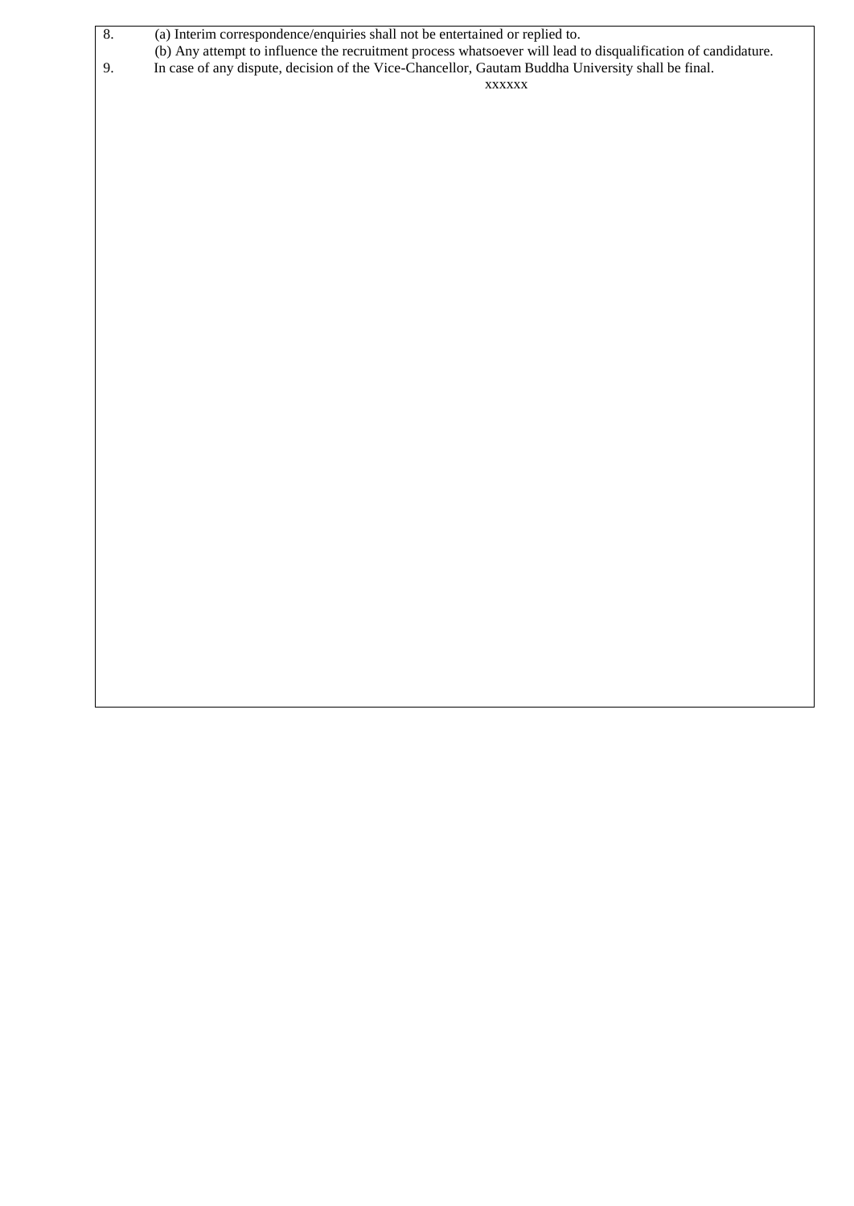8. (a) Interim correspondence/enquiries shall not be entertained or replied to.
   (b) Any attempt to influence the recruitment process whatsoever will lead to disqualification of candidature.
9. In case of any dispute, decision of the Vice-Chancellor, Gautam Buddha University shall be final.

xxxxxx